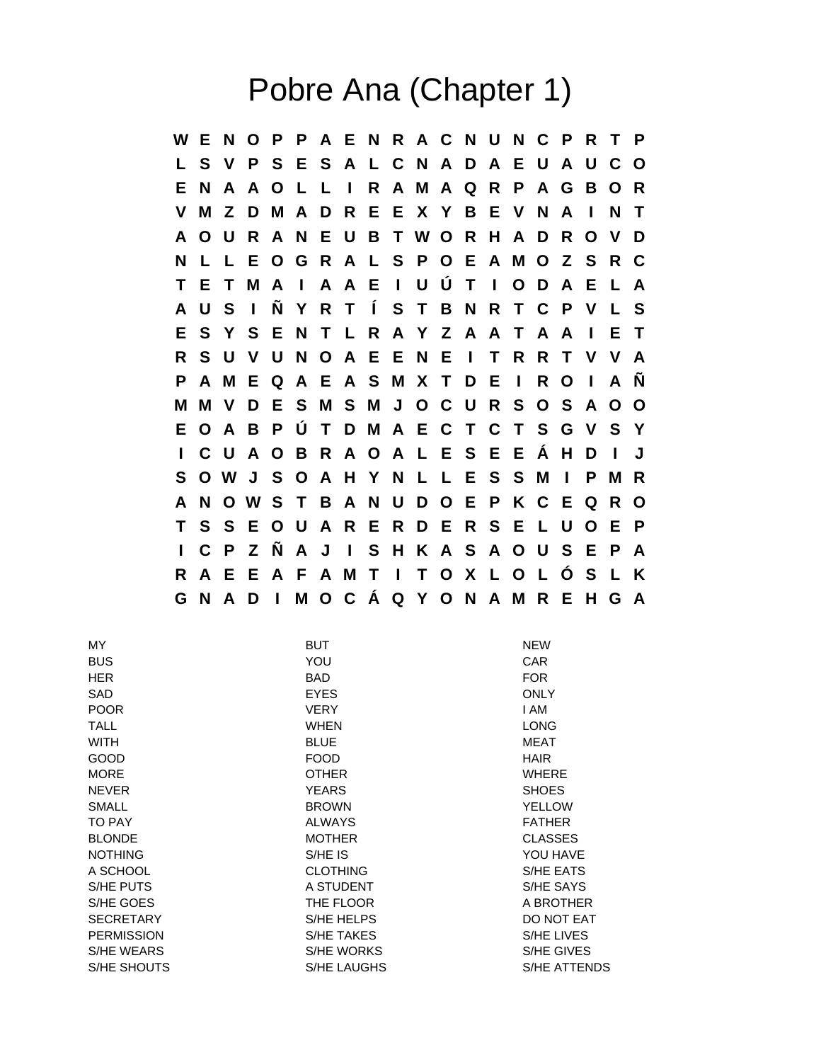# Pobre Ana (Chapter 1)

```
W E N O P P A E N R A C N U N C P R T P
L S V P S E S A L C N A D A E U A U C O
E N A A O L L I R A M A Q R P A G B O R
V M Z D M A D R E E X Y B E V N A I N T
A O U R A N E U B T W O R H A D R O V D
N L L E O G R A L S P O E A M O Z S R C
T E T M A I A A E I U Ú T I O D A E L A
A U S I Ñ Y R T Í S T B N R T C P V L S
E S Y S E N T L R A Y Z A A T A A I E T
R S U V U N O A E E N E I T R R T V V A
P A M E Q A E A S M X T D E I R O I A Ñ
M M V D E S M S M J O C U R S O S A O O
E O A B P Ú T D M A E C T C T S G V S Y
I C U A O B R A O A L E S E E Á H D I J
S O W J S O A H Y N L L E S S M I P M R
A N O W S T B A N U D O E P K C E Q R O
T S S E O U A R E R D E R S E L U O E P
I C P Z Ñ A J I S H K A S A O U S E P A
R A E E A F A M T I T O X L O L Ó S L K
G N A D I M O C Á Q Y O N A M R E H G A
```

| | | |
|---|---|---|
| MY | BUT | NEW |
| BUS | YOU | CAR |
| HER | BAD | FOR |
| SAD | EYES | ONLY |
| POOR | VERY | I AM |
| TALL | WHEN | LONG |
| WITH | BLUE | MEAT |
| GOOD | FOOD | HAIR |
| MORE | OTHER | WHERE |
| NEVER | YEARS | SHOES |
| SMALL | BROWN | YELLOW |
| TO PAY | ALWAYS | FATHER |
| BLONDE | MOTHER | CLASSES |
| NOTHING | S/HE IS | YOU HAVE |
| A SCHOOL | CLOTHING | S/HE EATS |
| S/HE PUTS | A STUDENT | S/HE SAYS |
| S/HE GOES | THE FLOOR | A BROTHER |
| SECRETARY | S/HE HELPS | DO NOT EAT |
| PERMISSION | S/HE TAKES | S/HE LIVES |
| S/HE WEARS | S/HE WORKS | S/HE GIVES |
| S/HE SHOUTS | S/HE LAUGHS | S/HE ATTENDS |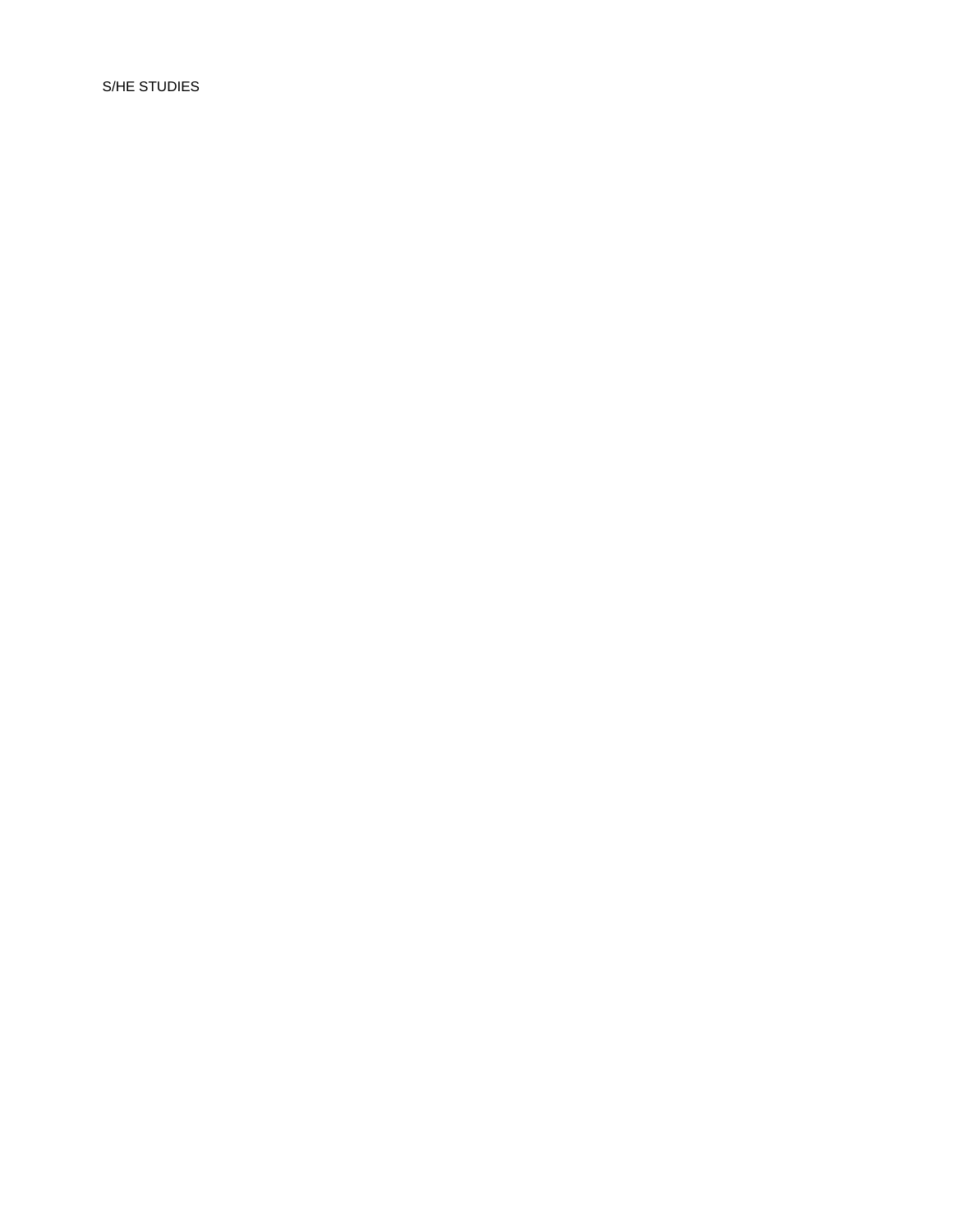S/HE STUDIES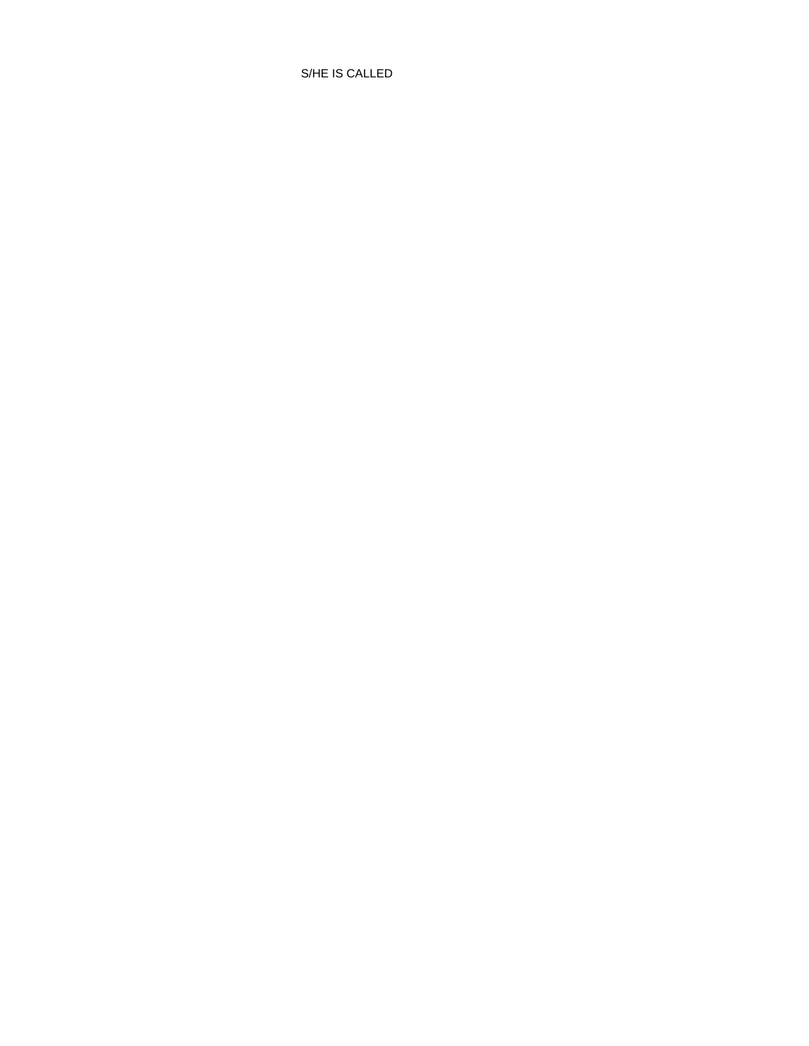S/HE IS CALLED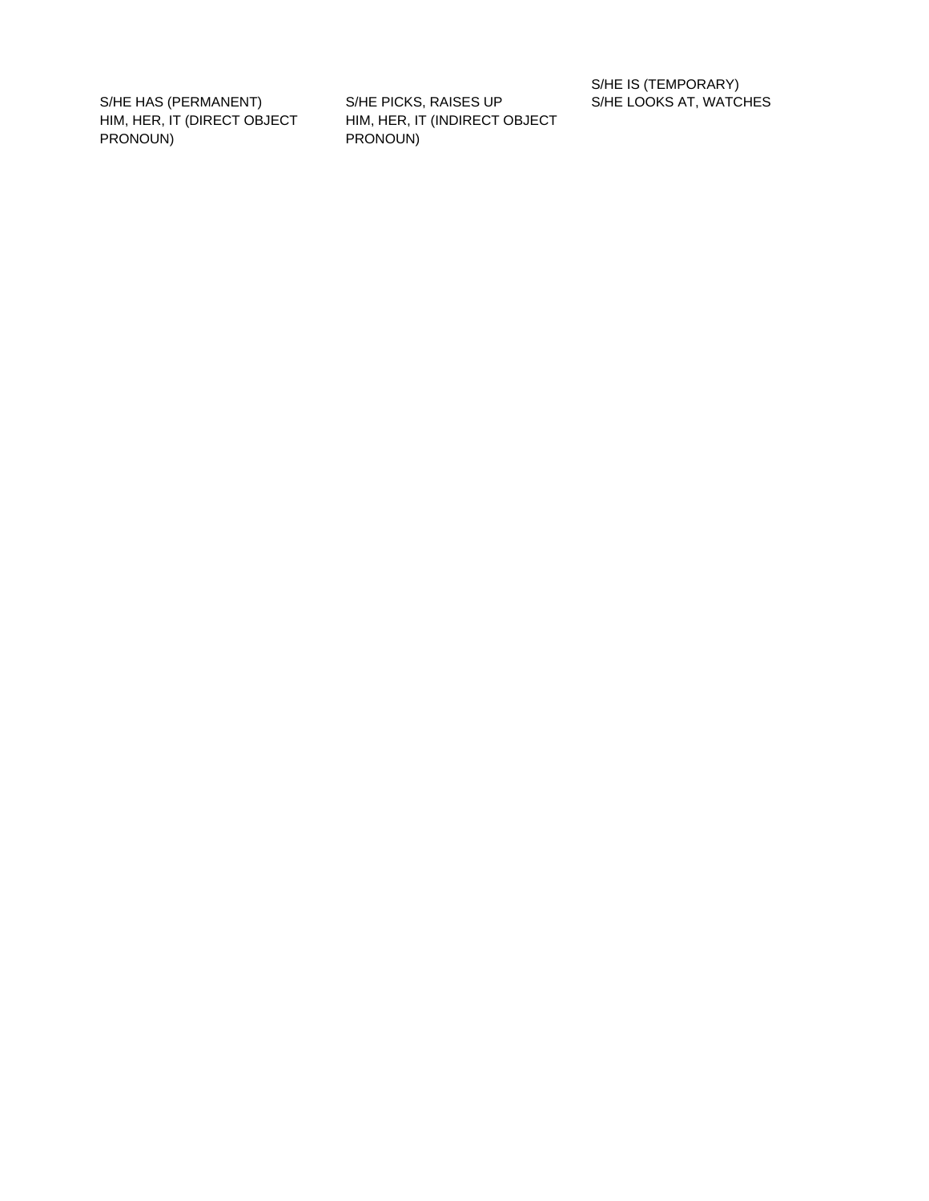S/HE HAS (PERMANENT)
HIM, HER, IT (DIRECT OBJECT PRONOUN)

S/HE PICKS, RAISES UP
HIM, HER, IT (INDIRECT OBJECT PRONOUN)

S/HE IS (TEMPORARY)
S/HE LOOKS AT, WATCHES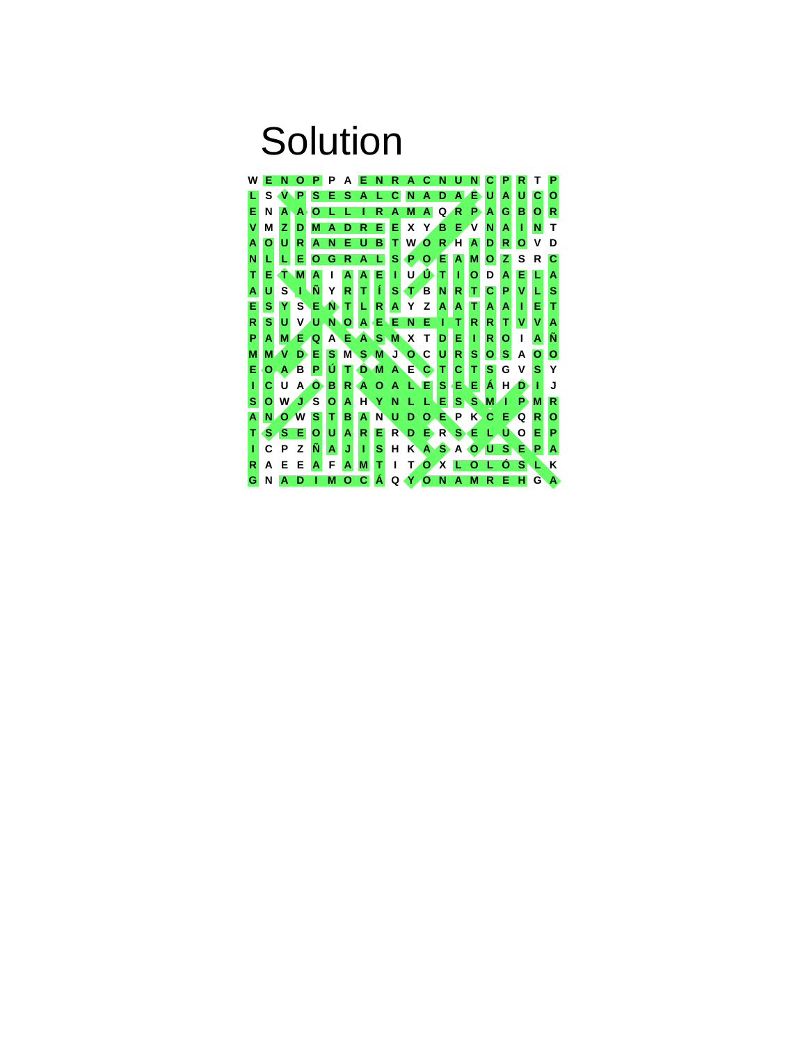# Solution

| | | | | | | | | | | | | | | | | | | | |
|---|---|---|---|---|---|---|---|---|---|---|---|---|---|---|---|---|---|---|---|
| W | E | N | O | P | P | A | E | N | R | A | C | N | U | N | C | P | R | T | P |
| L | S | V | P | S | E | S | A | L | C | N | A | D | A | E | U | A | U | C | O |
| E | N | A | A | O | L | L | I | R | A | M | A | Q | R | P | A | G | B | O | R |
| V | M | Z | D | M | A | D | R | E | E | X | Y | B | E | V | N | A | I | N | T |
| A | O | U | R | A | N | E | U | B | T | W | O | R | H | A | D | R | O | V | D |
| N | L | L | E | O | G | R | A | L | S | P | O | E | A | M | O | Z | S | R | C |
| T | E | T | M | A | I | A | A | E | I | U | Ú | T | I | O | D | A | E | L | A |
| A | U | S | I | Ñ | Y | R | T | Í | S | T | B | N | R | T | C | P | V | L | S |
| E | S | Y | S | E | Ñ | T | L | R | A | Y | Z | A | A | T | A | A | I | E | T |
| R | S | U | V | U | N | O | A | E | E | N | E | I | T | R | R | T | V | V | A |
| P | A | M | E | Q | A | E | A | S | M | X | T | D | E | I | R | O | I | A | Ñ |
| M | M | V | D | E | S | M | S | M | J | O | C | U | R | S | O | S | A | O | O |
| E | O | A | B | P | Ú | T | D | M | A | E | C | T | C | T | S | G | V | S | Y |
| I | C | U | A | O | B | R | A | O | A | L | E | S | E | E | Á | H | D | I | J |
| S | O | W | J | S | O | A | H | Y | N | L | L | E | S | S | M | I | P | M | R |
| A | N | O | W | S | T | B | A | N | U | D | O | E | P | K | C | E | Q | R | O |
| T | S | S | E | O | U | A | R | E | R | D | E | R | S | E | L | U | O | E | P |
| I | C | P | Z | Ñ | A | J | I | S | H | K | A | S | A | O | U | S | E | P | A |
| R | A | E | E | A | F | A | M | T | I | T | O | X | L | O | L | Ó | S | L | K |
| G | N | A | D | I | M | O | C | Á | Q | Y | O | N | A | M | R | E | H | G | A |